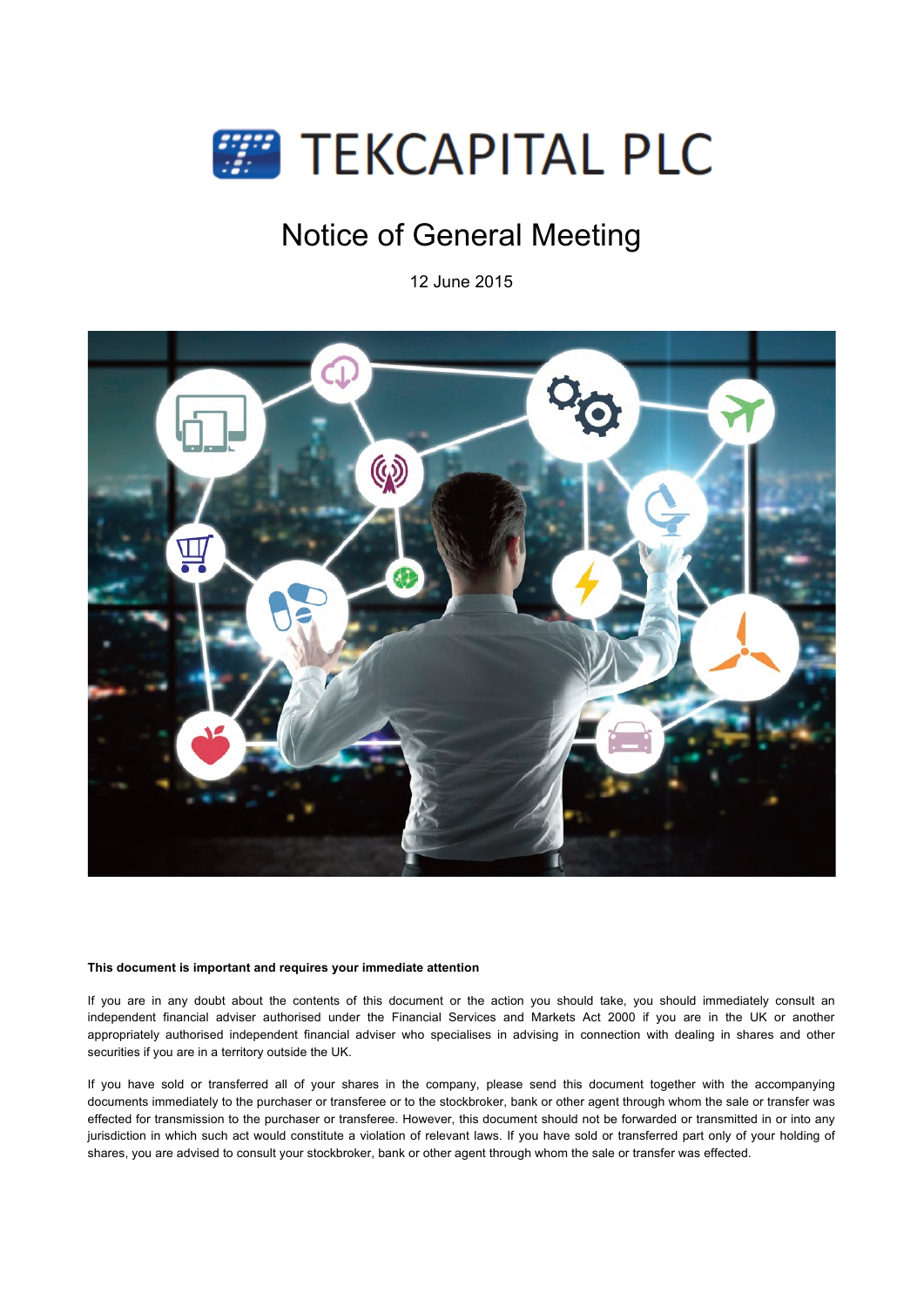# TEKCAPITAL PLC

## Notice of General Meeting

12 June 2015

**This document is important and requires your immediate attention**

If you are in any doubt about the contents of this document or the action you should take, you should immediately consult an independent financial adviser authorised under the Financial Services and Markets Act 2000 if you are in the UK or another appropriately authorised independent financial adviser who specialises in advising in connection with dealing in shares and other securities if you are in a territory outside the UK.

If you have sold or transferred all of your shares in the company, please send this document together with the accompanying documents immediately to the purchaser or transferee or to the stockbroker, bank or other agent through whom the sale or transfer was effected for transmission to the purchaser or transferee. However, this document should not be forwarded or transmitted in or into any jurisdiction in which such act would constitute a violation of relevant laws. If you have sold or transferred part only of your holding of shares, you are advised to consult your stockbroker, bank or other agent through whom the sale or transfer was effected.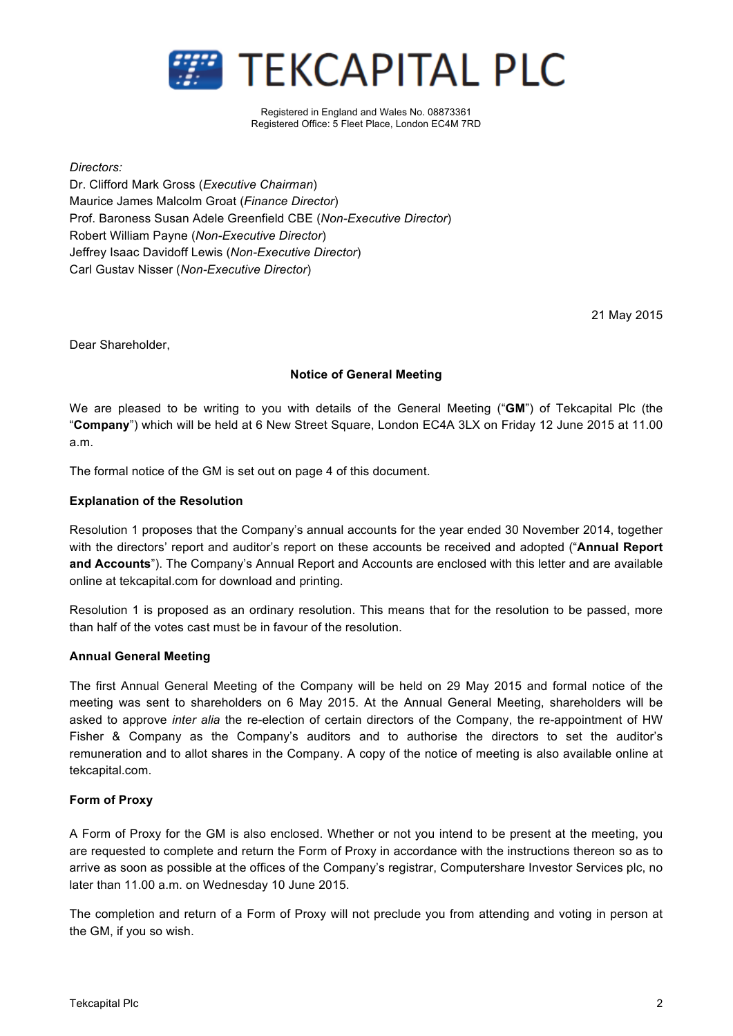# TEKCAPITAL PLC

Registered in England and Wales No. 08873361
Registered Office: 5 Fleet Place, London EC4M 7RD

*Directors:*
Dr. Clifford Mark Gross (*Executive Chairman*)
Maurice James Malcolm Groat (*Finance Director*)
Prof. Baroness Susan Adele Greenfield CBE (*Non-Executive Director*)
Robert William Payne (*Non-Executive Director*)
Jeffrey Isaac Davidoff Lewis (*Non-Executive Director*)
Carl Gustav Nisser (*Non-Executive Director*)

21 May 2015

Dear Shareholder,

**Notice of General Meeting**

We are pleased to be writing to you with details of the General Meeting ("**GM**") of Tekcapital Plc (the "**Company**") which will be held at 6 New Street Square, London EC4A 3LX on Friday 12 June 2015 at 11.00 a.m.

The formal notice of the GM is set out on page 4 of this document.

**Explanation of the Resolution**

Resolution 1 proposes that the Company's annual accounts for the year ended 30 November 2014, together with the directors' report and auditor's report on these accounts be received and adopted ("**Annual Report and Accounts**"). The Company's Annual Report and Accounts are enclosed with this letter and are available online at tekcapital.com for download and printing.

Resolution 1 is proposed as an ordinary resolution. This means that for the resolution to be passed, more than half of the votes cast must be in favour of the resolution.

**Annual General Meeting**

The first Annual General Meeting of the Company will be held on 29 May 2015 and formal notice of the meeting was sent to shareholders on 6 May 2015. At the Annual General Meeting, shareholders will be asked to approve *inter alia* the re-election of certain directors of the Company, the re-appointment of HW Fisher & Company as the Company's auditors and to authorise the directors to set the auditor's remuneration and to allot shares in the Company. A copy of the notice of meeting is also available online at tekcapital.com.

**Form of Proxy**

A Form of Proxy for the GM is also enclosed. Whether or not you intend to be present at the meeting, you are requested to complete and return the Form of Proxy in accordance with the instructions thereon so as to arrive as soon as possible at the offices of the Company's registrar, Computershare Investor Services plc, no later than 11.00 a.m. on Wednesday 10 June 2015.

The completion and return of a Form of Proxy will not preclude you from attending and voting in person at the GM, if you so wish.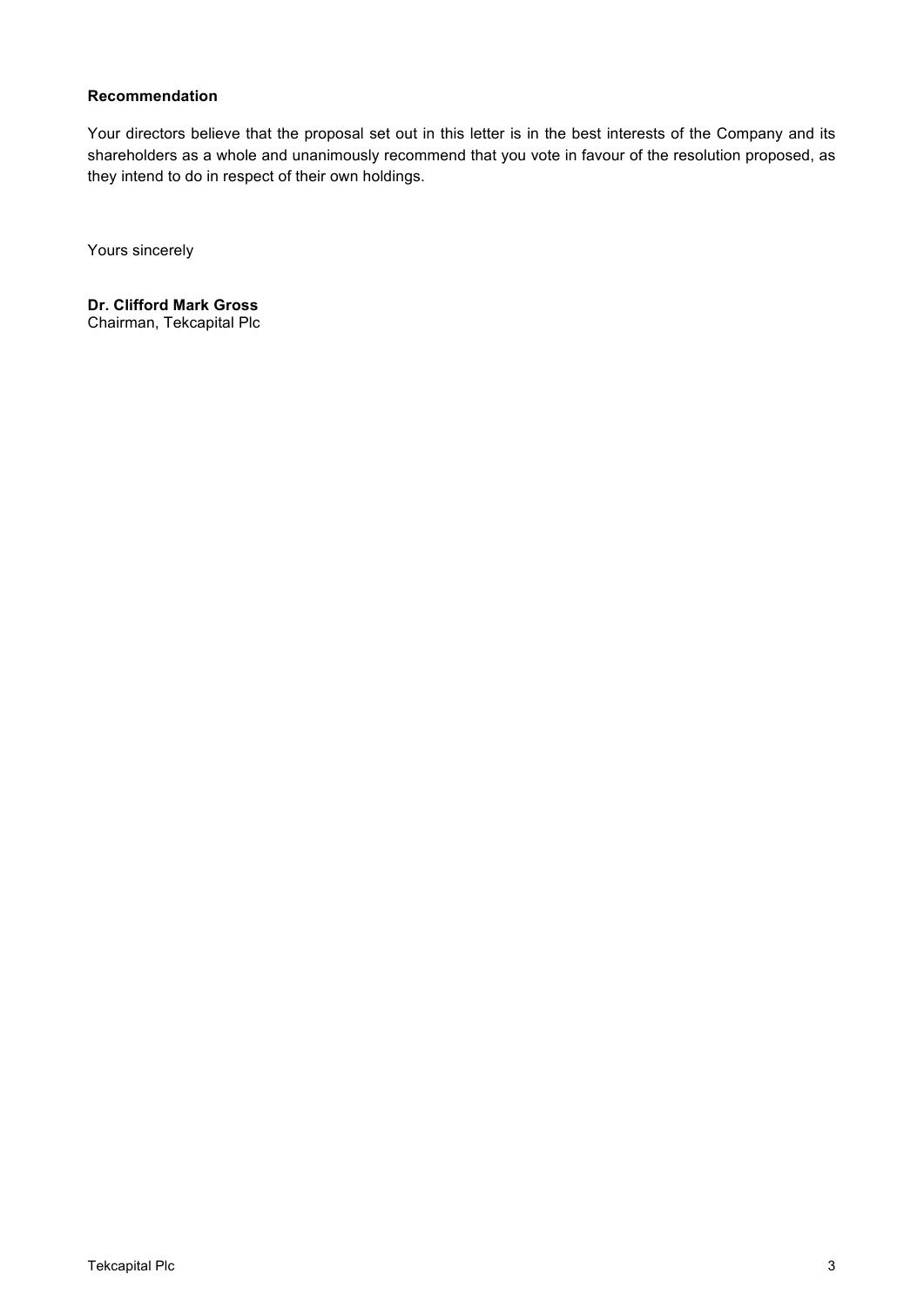**Recommendation**

Your directors believe that the proposal set out in this letter is in the best interests of the Company and its shareholders as a whole and unanimously recommend that you vote in favour of the resolution proposed, as they intend to do in respect of their own holdings.

Yours sincerely

**Dr. Clifford Mark Gross**
Chairman, Tekcapital Plc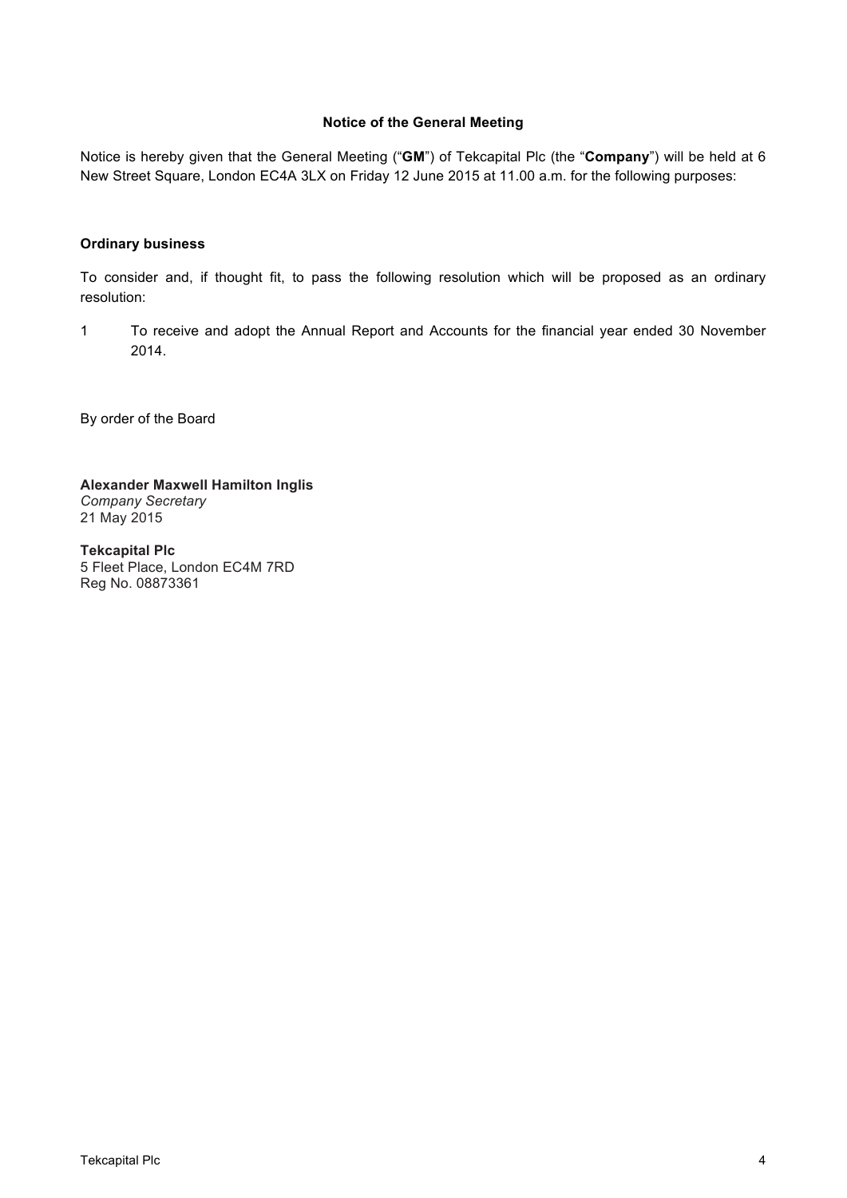## Notice of the General Meeting

Notice is hereby given that the General Meeting ("**GM**") of Tekcapital Plc (the "**Company**") will be held at 6 New Street Square, London EC4A 3LX on Friday 12 June 2015 at 11.00 a.m. for the following purposes:

### Ordinary business

To consider and, if thought fit, to pass the following resolution which will be proposed as an ordinary resolution:

1. To receive and adopt the Annual Report and Accounts for the financial year ended 30 November 2014.

By order of the Board

**Alexander Maxwell Hamilton Inglis**
*Company Secretary*
21 May 2015

**Tekcapital Plc**
5 Fleet Place, London EC4M 7RD
Reg No. 08873361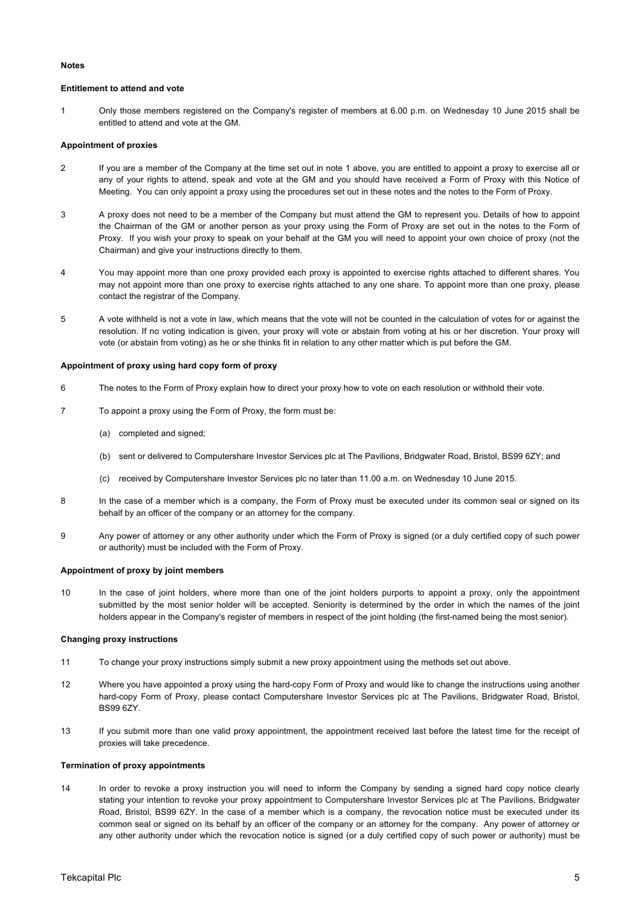**Notes**

**Entitlement to attend and vote**

1 Only those members registered on the Company's register of members at 6.00 p.m. on Wednesday 10 June 2015 shall be entitled to attend and vote at the GM.

**Appointment of proxies**

2 If you are a member of the Company at the time set out in note 1 above, you are entitled to appoint a proxy to exercise all or any of your rights to attend, speak and vote at the GM and you should have received a Form of Proxy with this Notice of Meeting. You can only appoint a proxy using the procedures set out in these notes and the notes to the Form of Proxy.

3 A proxy does not need to be a member of the Company but must attend the GM to represent you. Details of how to appoint the Chairman of the GM or another person as your proxy using the Form of Proxy are set out in the notes to the Form of Proxy. If you wish your proxy to speak on your behalf at the GM you will need to appoint your own choice of proxy (not the Chairman) and give your instructions directly to them.

4 You may appoint more than one proxy provided each proxy is appointed to exercise rights attached to different shares. You may not appoint more than one proxy to exercise rights attached to any one share. To appoint more than one proxy, please contact the registrar of the Company.

5 A vote withheld is not a vote in law, which means that the vote will not be counted in the calculation of votes for or against the resolution. If no voting indication is given, your proxy will vote or abstain from voting at his or her discretion. Your proxy will vote (or abstain from voting) as he or she thinks fit in relation to any other matter which is put before the GM.

**Appointment of proxy using hard copy form of proxy**

6 The notes to the Form of Proxy explain how to direct your proxy how to vote on each resolution or withhold their vote.

7 To appoint a proxy using the Form of Proxy, the form must be:

(a) completed and signed;

(b) sent or delivered to Computershare Investor Services plc at The Pavilions, Bridgwater Road, Bristol, BS99 6ZY; and

(c) received by Computershare Investor Services plc no later than 11.00 a.m. on Wednesday 10 June 2015.

8 In the case of a member which is a company, the Form of Proxy must be executed under its common seal or signed on its behalf by an officer of the company or an attorney for the company.

9 Any power of attorney or any other authority under which the Form of Proxy is signed (or a duly certified copy of such power or authority) must be included with the Form of Proxy.

**Appointment of proxy by joint members**

10 In the case of joint holders, where more than one of the joint holders purports to appoint a proxy, only the appointment submitted by the most senior holder will be accepted. Seniority is determined by the order in which the names of the joint holders appear in the Company's register of members in respect of the joint holding (the first-named being the most senior).

**Changing proxy instructions**

11 To change your proxy instructions simply submit a new proxy appointment using the methods set out above.

12 Where you have appointed a proxy using the hard-copy Form of Proxy and would like to change the instructions using another hard-copy Form of Proxy, please contact Computershare Investor Services plc at The Pavilions, Bridgwater Road, Bristol, BS99 6ZY.

13 If you submit more than one valid proxy appointment, the appointment received last before the latest time for the receipt of proxies will take precedence.

**Termination of proxy appointments**

14 In order to revoke a proxy instruction you will need to inform the Company by sending a signed hard copy notice clearly stating your intention to revoke your proxy appointment to Computershare Investor Services plc at The Pavilions, Bridgwater Road, Bristol, BS99 6ZY. In the case of a member which is a company, the revocation notice must be executed under its common seal or signed on its behalf by an officer of the company or an attorney for the company. Any power of attorney or any other authority under which the revocation notice is signed (or a duly certified copy of such power or authority) must be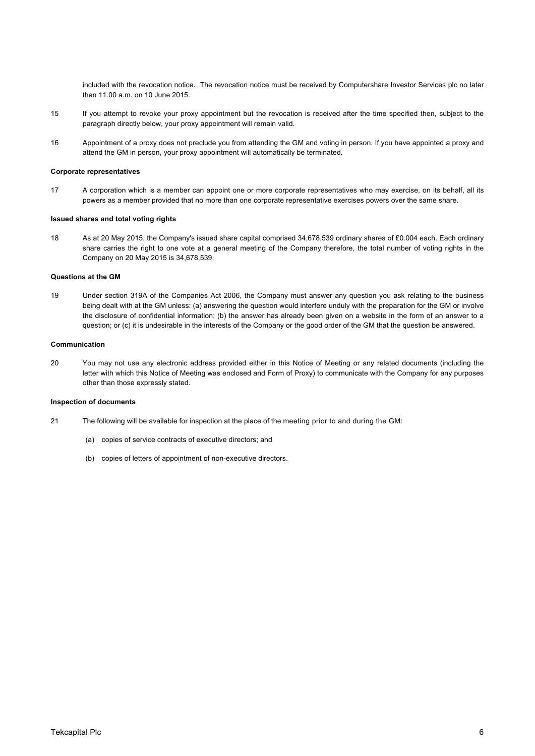included with the revocation notice. The revocation notice must be received by Computershare Investor Services plc no later than 11.00 a.m. on 10 June 2015.

15 If you attempt to revoke your proxy appointment but the revocation is received after the time specified then, subject to the paragraph directly below, your proxy appointment will remain valid.

16 Appointment of a proxy does not preclude you from attending the GM and voting in person. If you have appointed a proxy and attend the GM in person, your proxy appointment will automatically be terminated.

**Corporate representatives**

17 A corporation which is a member can appoint one or more corporate representatives who may exercise, on its behalf, all its powers as a member provided that no more than one corporate representative exercises powers over the same share.

**Issued shares and total voting rights**

18 As at 20 May 2015, the Company's issued share capital comprised 34,678,539 ordinary shares of £0.004 each. Each ordinary share carries the right to one vote at a general meeting of the Company therefore, the total number of voting rights in the Company on 20 May 2015 is 34,678,539.

**Questions at the GM**

19 Under section 319A of the Companies Act 2006, the Company must answer any question you ask relating to the business being dealt with at the GM unless: (a) answering the question would interfere unduly with the preparation for the GM or involve the disclosure of confidential information; (b) the answer has already been given on a website in the form of an answer to a question; or (c) it is undesirable in the interests of the Company or the good order of the GM that the question be answered.

**Communication**

20 You may not use any electronic address provided either in this Notice of Meeting or any related documents (including the letter with which this Notice of Meeting was enclosed and Form of Proxy) to communicate with the Company for any purposes other than those expressly stated.

**Inspection of documents**

21 The following will be available for inspection at the place of the meeting prior to and during the GM:

(a) copies of service contracts of executive directors; and

(b) copies of letters of appointment of non-executive directors.